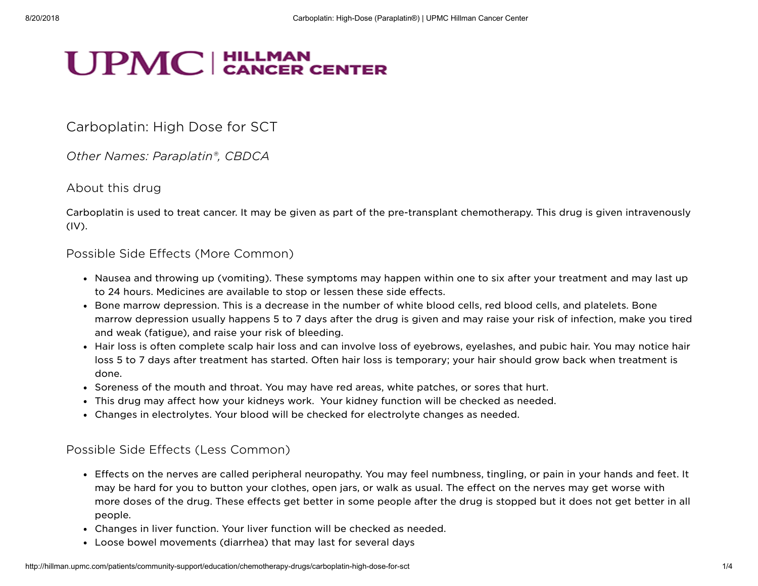# Carboplatin: High Dose for SCT

*Other Names: Paraplatin®, CBDCA*

## About this drug

Carboplatin is used to treat cancer. It may be given as part of the pre-transplant chemotherapy. This drug is given intravenously (IV).

## Possible Side Effects (More Common)

- Nausea and throwing up (vomiting). These symptoms may happen within one to six after your treatment and may last up to 24 hours. Medicines are available to stop or lessen these side effects.
- Bone marrow depression. This is a decrease in the number of white blood cells, red blood cells, and platelets. Bone marrow depression usually happens 5 to 7 days after the drug is given and may raise your risk of infection, make you tired and weak (fatigue), and raise your risk of bleeding.
- Hair loss is often complete scalp hair loss and can involve loss of eyebrows, eyelashes, and pubic hair. You may notice hair loss 5 to 7 days after treatment has started. Often hair loss is temporary; your hair should grow back when treatment is done.
- Soreness of the mouth and throat. You may have red areas, white patches, or sores that hurt.
- This drug may affect how your kidneys work. Your kidney function will be checked as needed.
- Changes in electrolytes. Your blood will be checked for electrolyte changes as needed.

## Possible Side Effects (Less Common)

- Effects on the nerves are called peripheral neuropathy. You may feel numbness, tingling, or pain in your hands and feet. It may be hard for you to button your clothes, open jars, or walk as usual. The effect on the nerves may get worse with more doses of the drug. These effects get better in some people after the drug is stopped but it does not get better in all people.
- Changes in liver function. Your liver function will be checked as needed.
- Loose bowel movements (diarrhea) that may last for several days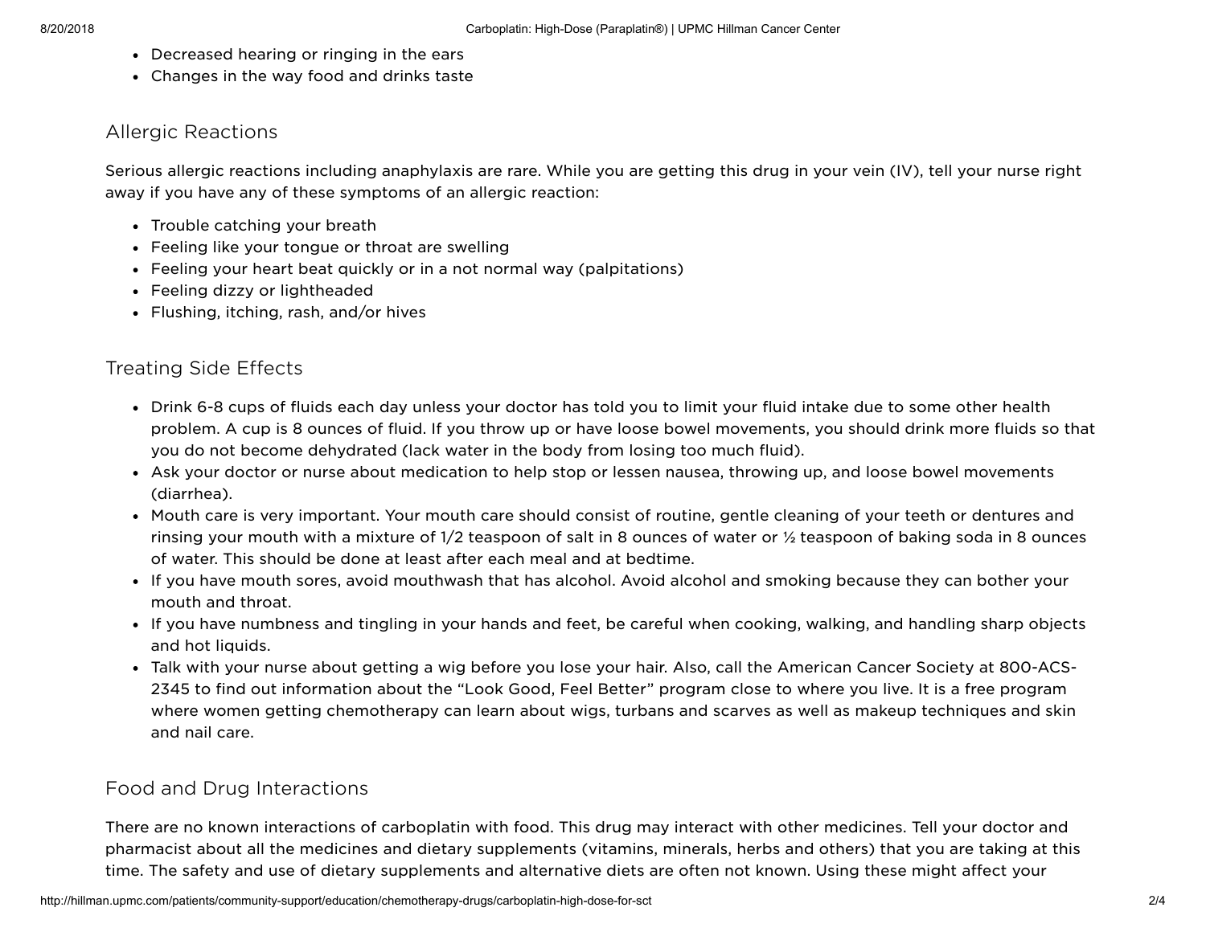- Decreased hearing or ringing in the ears
- Changes in the way food and drinks taste

## Allergic Reactions

Serious allergic reactions including anaphylaxis are rare. While you are getting this drug in your vein (IV), tell your nurse right away if you have any of these symptoms of an allergic reaction:

- Trouble catching your breath
- Feeling like your tongue or throat are swelling
- Feeling your heart beat quickly or in a not normal way (palpitations)
- Feeling dizzy or lightheaded
- Flushing, itching, rash, and/or hives

## Treating Side Effects

- Drink 6-8 cups of fluids each day unless your doctor has told you to limit your fluid intake due to some other health problem. A cup is 8 ounces of fluid. If you throw up or have loose bowel movements, you should drink more fluids so that you do not become dehydrated (lack water in the body from losing too much fluid).
- Ask your doctor or nurse about medication to help stop or lessen nausea, throwing up, and loose bowel movements (diarrhea).
- Mouth care is very important. Your mouth care should consist of routine, gentle cleaning of your teeth or dentures and rinsing your mouth with a mixture of 1/2 teaspoon of salt in 8 ounces of water or ½ teaspoon of baking soda in 8 ounces of water. This should be done at least after each meal and at bedtime.
- If you have mouth sores, avoid mouthwash that has alcohol. Avoid alcohol and smoking because they can bother your mouth and throat.
- If you have numbness and tingling in your hands and feet, be careful when cooking, walking, and handling sharp objects and hot liquids.
- Talk with your nurse about getting a wig before you lose your hair. Also, call the American Cancer Society at 800-ACS-2345 to find out information about the "Look Good, Feel Better" program close to where you live. It is a free program where women getting chemotherapy can learn about wigs, turbans and scarves as well as makeup techniques and skin and nail care.

## Food and Drug Interactions

There are no known interactions of carboplatin with food. This drug may interact with other medicines. Tell your doctor and pharmacist about all the medicines and dietary supplements (vitamins, minerals, herbs and others) that you are taking at this time. The safety and use of dietary supplements and alternative diets are often not known. Using these might affect your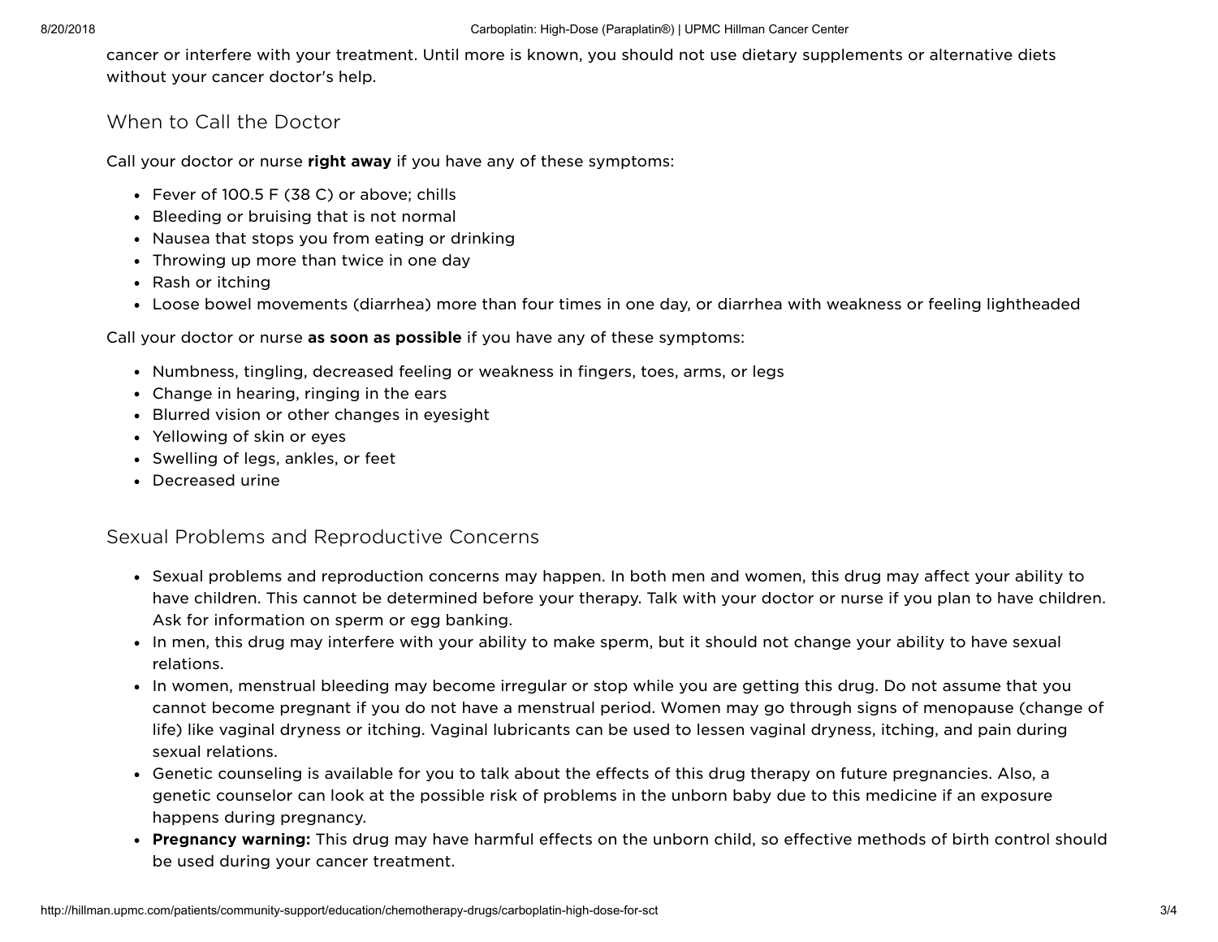cancer or interfere with your treatment. Until more is known, you should not use dietary supplements or alternative diets without your cancer doctor's help.

## When to Call the Doctor

Call your doctor or nurse **right away** if you have any of these symptoms:

- Fever of 100.5 F (38 C) or above; chills
- Bleeding or bruising that is not normal
- Nausea that stops you from eating or drinking
- Throwing up more than twice in one day
- Rash or itching
- Loose bowel movements (diarrhea) more than four times in one day, or diarrhea with weakness or feeling lightheaded

Call your doctor or nurse **as soon as possible** if you have any of these symptoms:

- Numbness, tingling, decreased feeling or weakness in fingers, toes, arms, or legs
- Change in hearing, ringing in the ears
- Blurred vision or other changes in eyesight
- Yellowing of skin or eyes
- Swelling of legs, ankles, or feet
- Decreased urine

## Sexual Problems and Reproductive Concerns

- Sexual problems and reproduction concerns may happen. In both men and women, this drug may affect your ability to have children. This cannot be determined before your therapy. Talk with your doctor or nurse if you plan to have children. Ask for information on sperm or egg banking.
- In men, this drug may interfere with your ability to make sperm, but it should not change your ability to have sexual relations.
- In women, menstrual bleeding may become irregular or stop while you are getting this drug. Do not assume that you cannot become pregnant if you do not have a menstrual period. Women may go through signs of menopause (change of life) like vaginal dryness or itching. Vaginal lubricants can be used to lessen vaginal dryness, itching, and pain during sexual relations.
- Genetic counseling is available for you to talk about the effects of this drug therapy on future pregnancies. Also, a genetic counselor can look at the possible risk of problems in the unborn baby due to this medicine if an exposure happens during pregnancy.
- **Pregnancy warning:** This drug may have harmful effects on the unborn child, so effective methods of birth control should be used during your cancer treatment.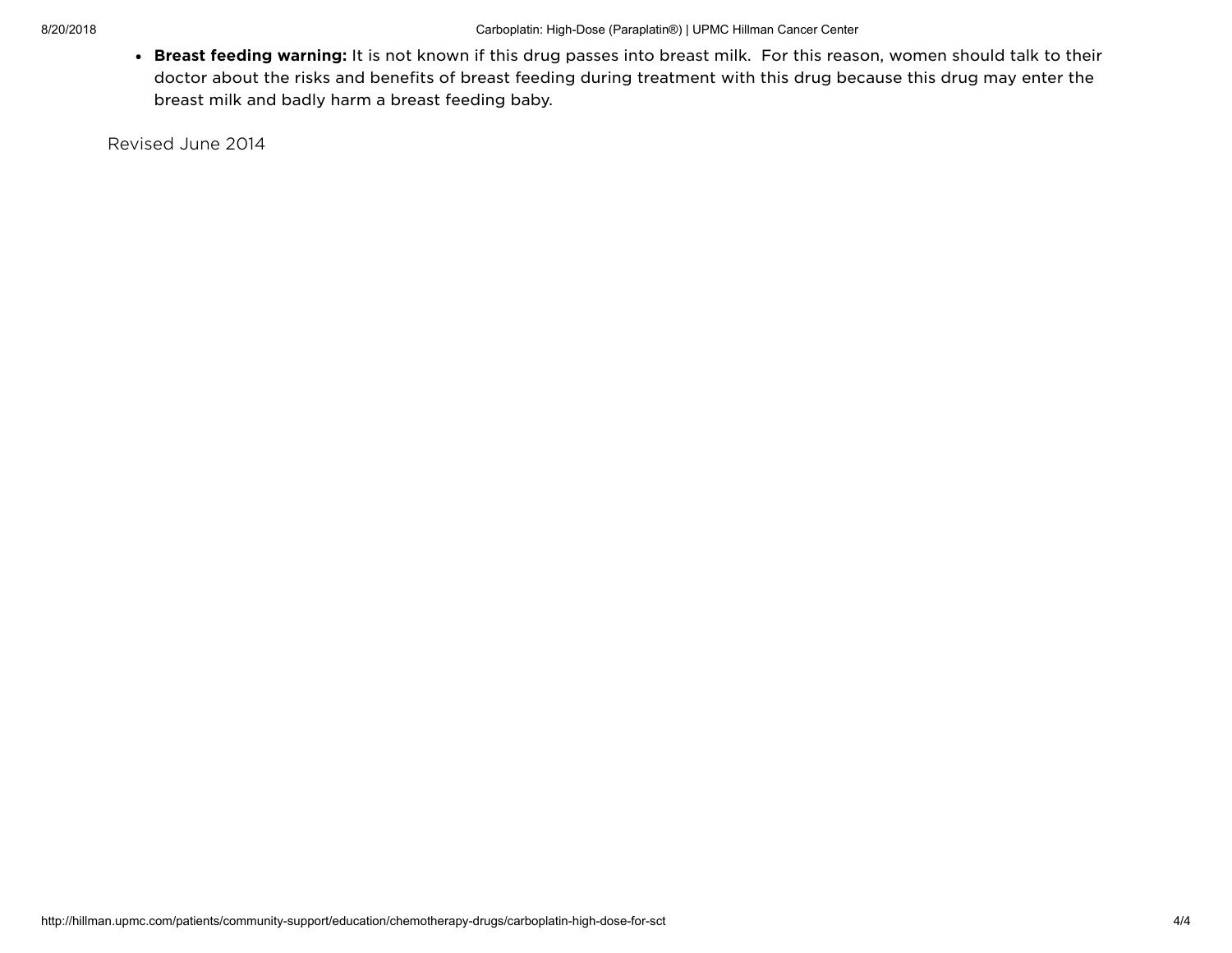- **Breast feeding warning:** It is not known if this drug passes into breast milk.  For this reason, women should talk to their doctor about the risks and benefits of breast feeding during treatment with this drug because this drug may enter the breast milk and badly harm a breast feeding baby.

Revised June 2014